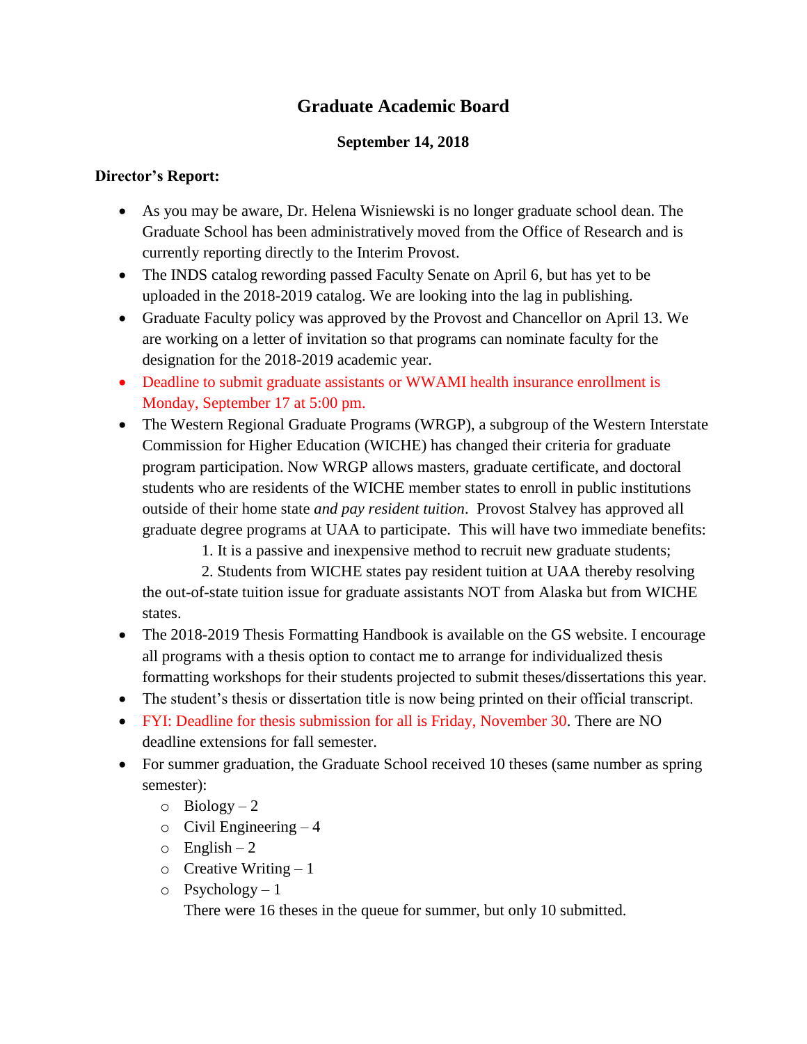# Graduate Academic Board

**September 14, 2018**

**Director's Report:**

- As you may be aware, Dr. Helena Wisniewski is no longer graduate school dean. The Graduate School has been administratively moved from the Office of Research and is currently reporting directly to the Interim Provost.
- The INDS catalog rewording passed Faculty Senate on April 6, but has yet to be uploaded in the 2018-2019 catalog. We are looking into the lag in publishing.
- Graduate Faculty policy was approved by the Provost and Chancellor on April 13. We are working on a letter of invitation so that programs can nominate faculty for the designation for the 2018-2019 academic year.
- Deadline to submit graduate assistants or WWAMI health insurance enrollment is Monday, September 17 at 5:00 pm.
- The Western Regional Graduate Programs (WRGP), a subgroup of the Western Interstate Commission for Higher Education (WICHE) has changed their criteria for graduate program participation. Now WRGP allows masters, graduate certificate, and doctoral students who are residents of the WICHE member states to enroll in public institutions outside of their home state *and pay resident tuition*. Provost Stalvey has approved all graduate degree programs at UAA to participate. This will have two immediate benefits:

  1. It is a passive and inexpensive method to recruit new graduate students;
  2. Students from WICHE states pay resident tuition at UAA thereby resolving the out-of-state tuition issue for graduate assistants NOT from Alaska but from WICHE states.
- The 2018-2019 Thesis Formatting Handbook is available on the GS website. I encourage all programs with a thesis option to contact me to arrange for individualized thesis formatting workshops for their students projected to submit theses/dissertations this year.
- The student's thesis or dissertation title is now being printed on their official transcript.
- FYI: Deadline for thesis submission for all is Friday, November 30. There are NO deadline extensions for fall semester.
- For summer graduation, the Graduate School received 10 theses (same number as spring semester):
  - Biology – 2
  - Civil Engineering – 4
  - English – 2
  - Creative Writing – 1
  - Psychology – 1

  There were 16 theses in the queue for summer, but only 10 submitted.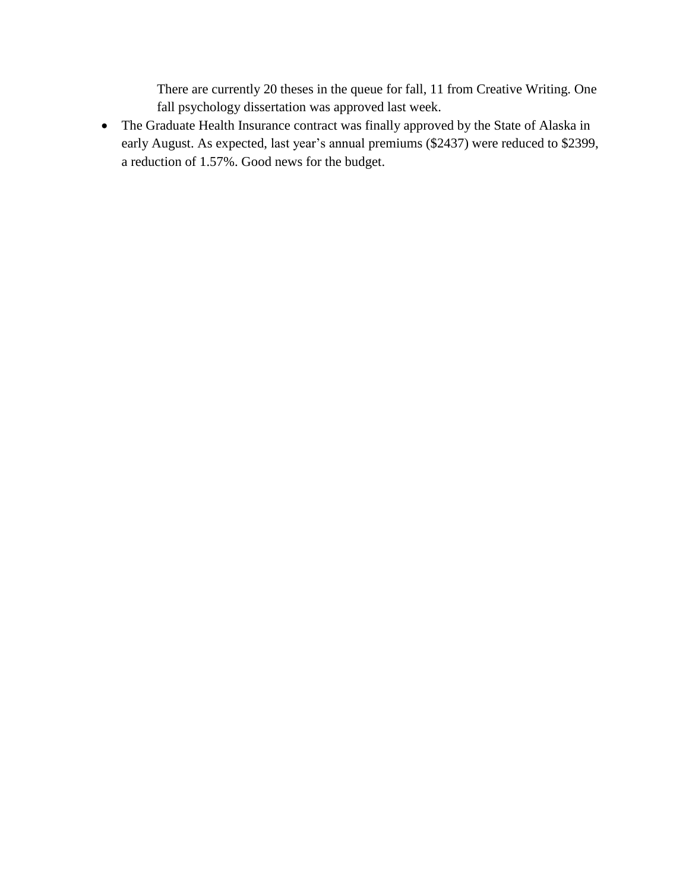There are currently 20 theses in the queue for fall, 11 from Creative Writing. One fall psychology dissertation was approved last week.

- The Graduate Health Insurance contract was finally approved by the State of Alaska in early August. As expected, last year's annual premiums ($2437) were reduced to $2399, a reduction of 1.57%. Good news for the budget.